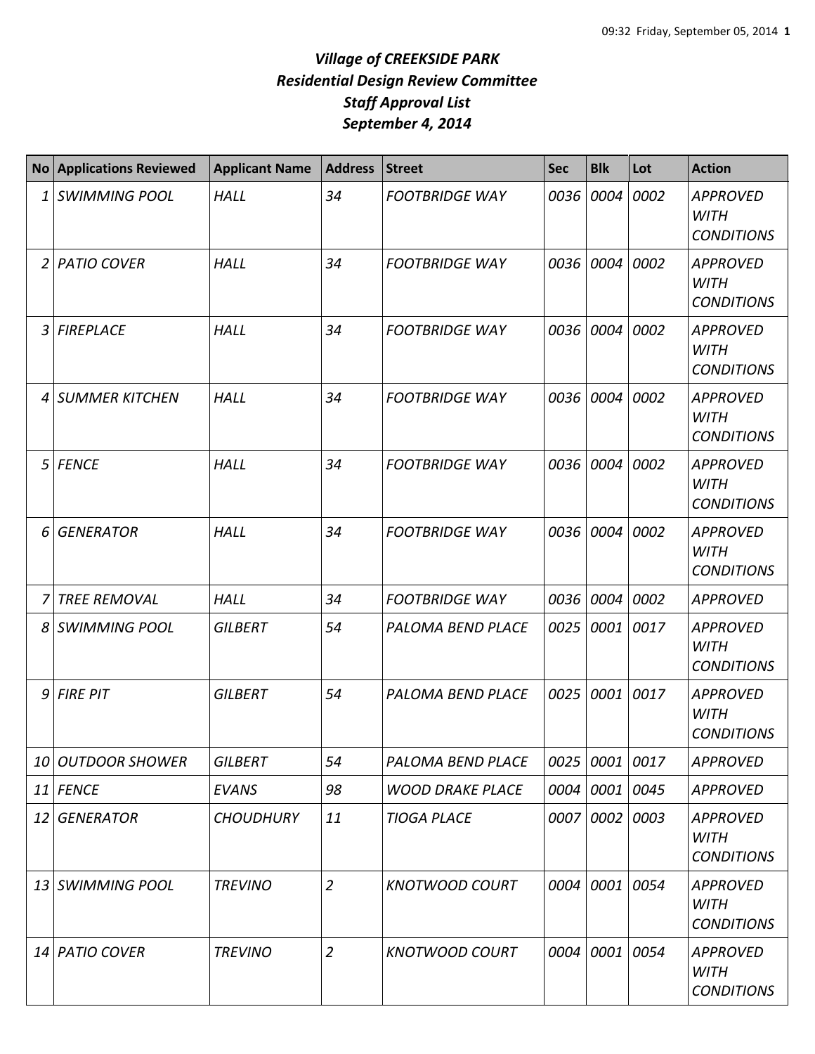# *Village of CREEKSIDE PARK*
## *Residential Design Review Committee*
## *Staff Approval List*
## *September 4, 2014*

| No | Applications Reviewed | Applicant Name | Address | Street | Sec | Blk | Lot | Action |
|---|---|---|---|---|---|---|---|---|
| 1 | *SWIMMING POOL* | *HALL* | *34* | *FOOTBRIDGE WAY* | *0036* | *0004* | *0002* | *APPROVED WITH CONDITIONS* |
| 2 | *PATIO COVER* | *HALL* | *34* | *FOOTBRIDGE WAY* | *0036* | *0004* | *0002* | *APPROVED WITH CONDITIONS* |
| 3 | *FIREPLACE* | *HALL* | *34* | *FOOTBRIDGE WAY* | *0036* | *0004* | *0002* | *APPROVED WITH CONDITIONS* |
| 4 | *SUMMER KITCHEN* | *HALL* | *34* | *FOOTBRIDGE WAY* | *0036* | *0004* | *0002* | *APPROVED WITH CONDITIONS* |
| 5 | *FENCE* | *HALL* | *34* | *FOOTBRIDGE WAY* | *0036* | *0004* | *0002* | *APPROVED WITH CONDITIONS* |
| 6 | *GENERATOR* | *HALL* | *34* | *FOOTBRIDGE WAY* | *0036* | *0004* | *0002* | *APPROVED WITH CONDITIONS* |
| 7 | *TREE REMOVAL* | *HALL* | *34* | *FOOTBRIDGE WAY* | *0036* | *0004* | *0002* | *APPROVED* |
| 8 | *SWIMMING POOL* | *GILBERT* | *54* | *PALOMA BEND PLACE* | *0025* | *0001* | *0017* | *APPROVED WITH CONDITIONS* |
| 9 | *FIRE PIT* | *GILBERT* | *54* | *PALOMA BEND PLACE* | *0025* | *0001* | *0017* | *APPROVED WITH CONDITIONS* |
| 10 | *OUTDOOR SHOWER* | *GILBERT* | *54* | *PALOMA BEND PLACE* | *0025* | *0001* | *0017* | *APPROVED* |
| 11 | *FENCE* | *EVANS* | *98* | *WOOD DRAKE PLACE* | *0004* | *0001* | *0045* | *APPROVED* |
| 12 | *GENERATOR* | *CHOUDHURY* | *11* | *TIOGA PLACE* | *0007* | *0002* | *0003* | *APPROVED WITH CONDITIONS* |
| 13 | *SWIMMING POOL* | *TREVINO* | *2* | *KNOTWOOD COURT* | *0004* | *0001* | *0054* | *APPROVED WITH CONDITIONS* |
| 14 | *PATIO COVER* | *TREVINO* | *2* | *KNOTWOOD COURT* | *0004* | *0001* | *0054* | *APPROVED WITH CONDITIONS* |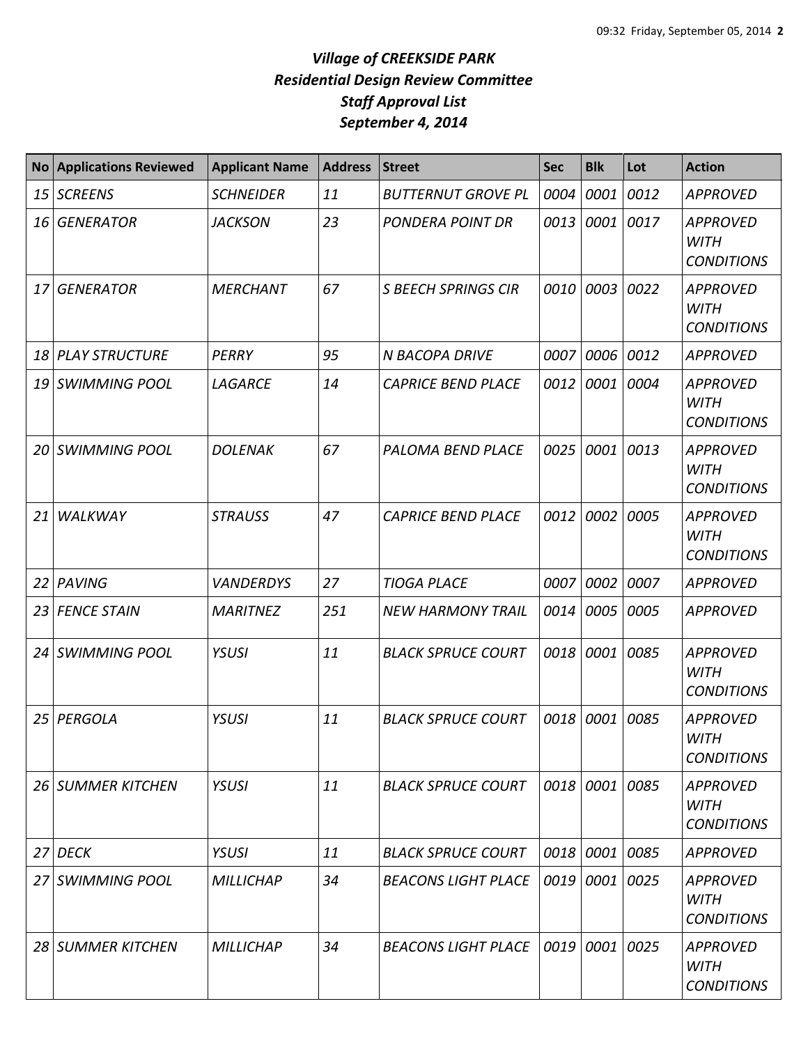# *Village of CREEKSIDE PARK*
## *Residential Design Review Committee*
## *Staff Approval List*
## *September 4, 2014*

| No | Applications Reviewed | Applicant Name | Address | Street | Sec | Blk | Lot | Action |
|---|---|---|---|---|---|---|---|---|
| 15 | SCREENS | SCHNEIDER | 11 | BUTTERNUT GROVE PL | 0004 | 0001 | 0012 | APPROVED |
| 16 | GENERATOR | JACKSON | 23 | PONDERA POINT DR | 0013 | 0001 | 0017 | APPROVED WITH CONDITIONS |
| 17 | GENERATOR | MERCHANT | 67 | S BEECH SPRINGS CIR | 0010 | 0003 | 0022 | APPROVED WITH CONDITIONS |
| 18 | PLAY STRUCTURE | PERRY | 95 | N BACOPA DRIVE | 0007 | 0006 | 0012 | APPROVED |
| 19 | SWIMMING POOL | LAGARCE | 14 | CAPRICE BEND PLACE | 0012 | 0001 | 0004 | APPROVED WITH CONDITIONS |
| 20 | SWIMMING POOL | DOLENAK | 67 | PALOMA BEND PLACE | 0025 | 0001 | 0013 | APPROVED WITH CONDITIONS |
| 21 | WALKWAY | STRAUSS | 47 | CAPRICE BEND PLACE | 0012 | 0002 | 0005 | APPROVED WITH CONDITIONS |
| 22 | PAVING | VANDERDYS | 27 | TIOGA PLACE | 0007 | 0002 | 0007 | APPROVED |
| 23 | FENCE STAIN | MARITNEZ | 251 | NEW HARMONY TRAIL | 0014 | 0005 | 0005 | APPROVED |
| 24 | SWIMMING POOL | YSUSI | 11 | BLACK SPRUCE COURT | 0018 | 0001 | 0085 | APPROVED WITH CONDITIONS |
| 25 | PERGOLA | YSUSI | 11 | BLACK SPRUCE COURT | 0018 | 0001 | 0085 | APPROVED WITH CONDITIONS |
| 26 | SUMMER KITCHEN | YSUSI | 11 | BLACK SPRUCE COURT | 0018 | 0001 | 0085 | APPROVED WITH CONDITIONS |
| 27 | DECK | YSUSI | 11 | BLACK SPRUCE COURT | 0018 | 0001 | 0085 | APPROVED |
| 27 | SWIMMING POOL | MILLICHAP | 34 | BEACONS LIGHT PLACE | 0019 | 0001 | 0025 | APPROVED WITH CONDITIONS |
| 28 | SUMMER KITCHEN | MILLICHAP | 34 | BEACONS LIGHT PLACE | 0019 | 0001 | 0025 | APPROVED WITH CONDITIONS |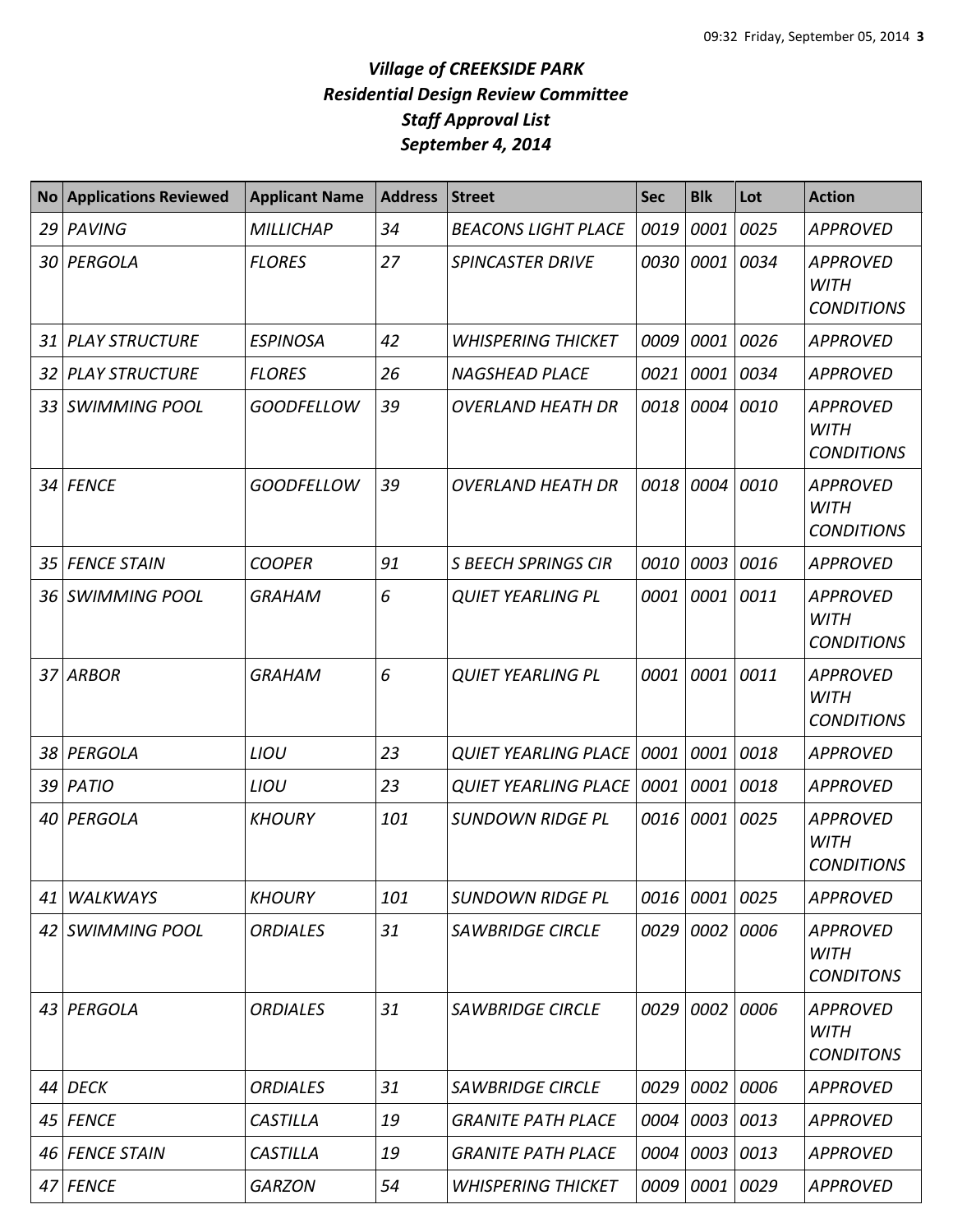# *Village of CREEKSIDE PARK*
## *Residential Design Review Committee*
## *Staff Approval List*
## *September 4, 2014*

| No | Applications Reviewed | Applicant Name | Address | Street | Sec | Blk | Lot | Action |
|---|---|---|---|---|---|---|---|---|
| 29 | PAVING | MILLICHAP | 34 | BEACONS LIGHT PLACE | 0019 | 0001 | 0025 | APPROVED |
| 30 | PERGOLA | FLORES | 27 | SPINCASTER DRIVE | 0030 | 0001 | 0034 | APPROVED WITH CONDITIONS |
| 31 | PLAY STRUCTURE | ESPINOSA | 42 | WHISPERING THICKET | 0009 | 0001 | 0026 | APPROVED |
| 32 | PLAY STRUCTURE | FLORES | 26 | NAGSHEAD PLACE | 0021 | 0001 | 0034 | APPROVED |
| 33 | SWIMMING POOL | GOODFELLOW | 39 | OVERLAND HEATH DR | 0018 | 0004 | 0010 | APPROVED WITH CONDITIONS |
| 34 | FENCE | GOODFELLOW | 39 | OVERLAND HEATH DR | 0018 | 0004 | 0010 | APPROVED WITH CONDITIONS |
| 35 | FENCE STAIN | COOPER | 91 | S BEECH SPRINGS CIR | 0010 | 0003 | 0016 | APPROVED |
| 36 | SWIMMING POOL | GRAHAM | 6 | QUIET YEARLING PL | 0001 | 0001 | 0011 | APPROVED WITH CONDITIONS |
| 37 | ARBOR | GRAHAM | 6 | QUIET YEARLING PL | 0001 | 0001 | 0011 | APPROVED WITH CONDITIONS |
| 38 | PERGOLA | LIOU | 23 | QUIET YEARLING PLACE | 0001 | 0001 | 0018 | APPROVED |
| 39 | PATIO | LIOU | 23 | QUIET YEARLING PLACE | 0001 | 0001 | 0018 | APPROVED |
| 40 | PERGOLA | KHOURY | 101 | SUNDOWN RIDGE PL | 0016 | 0001 | 0025 | APPROVED WITH CONDITIONS |
| 41 | WALKWAYS | KHOURY | 101 | SUNDOWN RIDGE PL | 0016 | 0001 | 0025 | APPROVED |
| 42 | SWIMMING POOL | ORDIALES | 31 | SAWBRIDGE CIRCLE | 0029 | 0002 | 0006 | APPROVED WITH CONDITONS |
| 43 | PERGOLA | ORDIALES | 31 | SAWBRIDGE CIRCLE | 0029 | 0002 | 0006 | APPROVED WITH CONDITONS |
| 44 | DECK | ORDIALES | 31 | SAWBRIDGE CIRCLE | 0029 | 0002 | 0006 | APPROVED |
| 45 | FENCE | CASTILLA | 19 | GRANITE PATH PLACE | 0004 | 0003 | 0013 | APPROVED |
| 46 | FENCE STAIN | CASTILLA | 19 | GRANITE PATH PLACE | 0004 | 0003 | 0013 | APPROVED |
| 47 | FENCE | GARZON | 54 | WHISPERING THICKET | 0009 | 0001 | 0029 | APPROVED |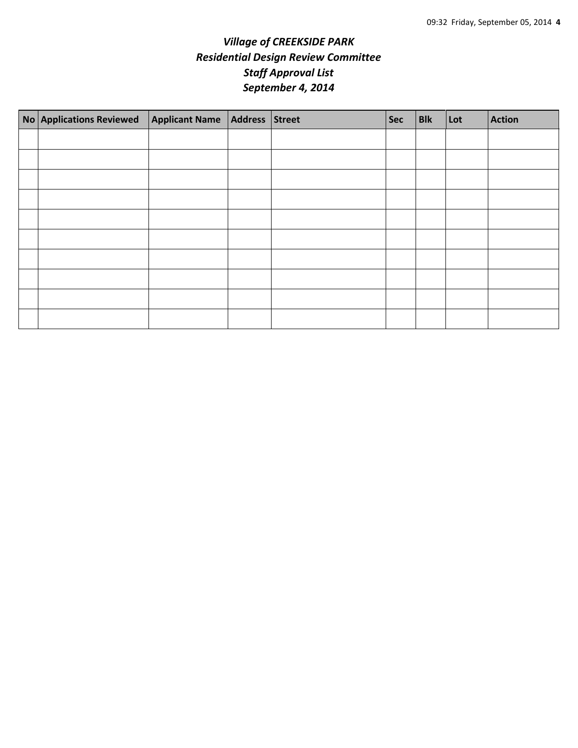***Village of CREEKSIDE PARK***
***Residential Design Review Committee***
***Staff Approval List***
***September 4, 2014***

| No | Applications Reviewed | Applicant Name | Address | Street | Sec | Blk | Lot | Action |
|---|---|---|---|---|---|---|---|---|
| | | | | | | | | |
| | | | | | | | | |
| | | | | | | | | |
| | | | | | | | | |
| | | | | | | | | |
| | | | | | | | | |
| | | | | | | | | |
| | | | | | | | | |
| | | | | | | | | |
| | | | | | | | | |